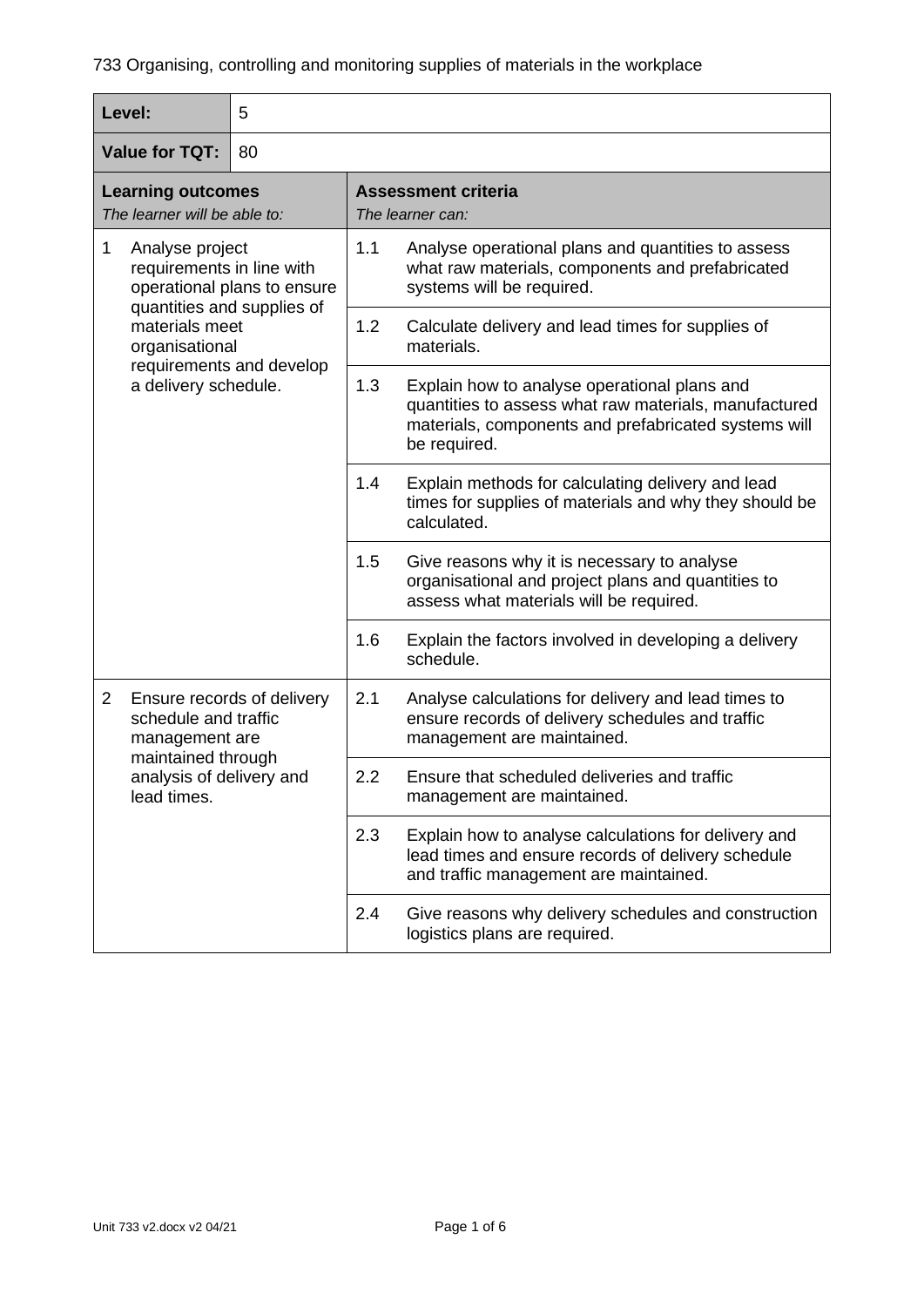# 733 Organising, controlling and monitoring supplies of materials in the workplace

| **Level:** | 5 |
|---|---|
| **Value for TQT:** | 80 |

| **Learning outcomes** *The learner will be able to:* | | **Assessment criteria** *The learner can:* |
|---|---|---|
| 1 Analyse project requirements in line with operational plans to ensure quantities and supplies of materials meet organisational requirements and develop a delivery schedule. | 1.1 | Analyse operational plans and quantities to assess what raw materials, components and prefabricated systems will be required. |
| | 1.2 | Calculate delivery and lead times for supplies of materials. |
| | 1.3 | Explain how to analyse operational plans and quantities to assess what raw materials, manufactured materials, components and prefabricated systems will be required. |
| | 1.4 | Explain methods for calculating delivery and lead times for supplies of materials and why they should be calculated. |
| | 1.5 | Give reasons why it is necessary to analyse organisational and project plans and quantities to assess what materials will be required. |
| | 1.6 | Explain the factors involved in developing a delivery schedule. |
| 2 Ensure records of delivery schedule and traffic management are maintained through analysis of delivery and lead times. | 2.1 | Analyse calculations for delivery and lead times to ensure records of delivery schedules and traffic management are maintained. |
| | 2.2 | Ensure that scheduled deliveries and traffic management are maintained. |
| | 2.3 | Explain how to analyse calculations for delivery and lead times and ensure records of delivery schedule and traffic management are maintained. |
| | 2.4 | Give reasons why delivery schedules and construction logistics plans are required. |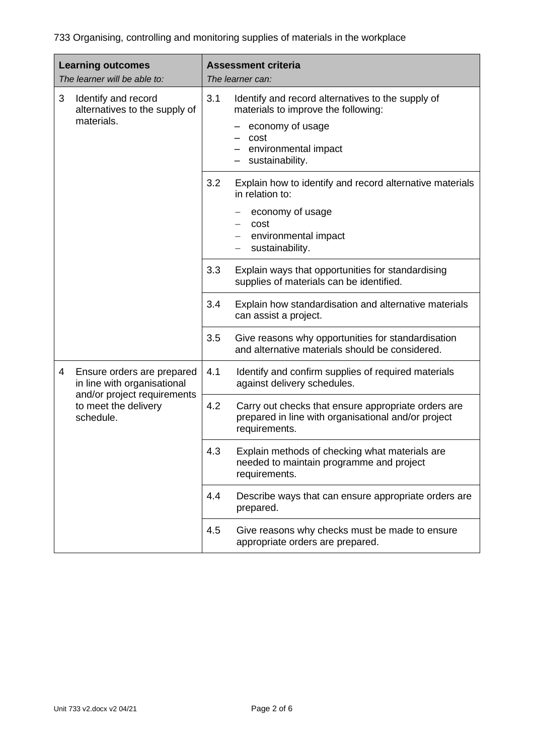733 Organising, controlling and monitoring supplies of materials in the workplace

| **Learning outcomes**<br>*The learner will be able to:* | **Assessment criteria**<br>*The learner can:* |
|---|---|
| 3 Identify and record alternatives to the supply of materials. | 3.1 Identify and record alternatives to the supply of materials to improve the following:<br>– economy of usage<br>– cost<br>– environmental impact<br>– sustainability. |
| | 3.2 Explain how to identify and record alternative materials in relation to:<br>– economy of usage<br>– cost<br>– environmental impact<br>– sustainability. |
| | 3.3 Explain ways that opportunities for standardising supplies of materials can be identified. |
| | 3.4 Explain how standardisation and alternative materials can assist a project. |
| | 3.5 Give reasons why opportunities for standardisation and alternative materials should be considered. |
| 4 Ensure orders are prepared in line with organisational and/or project requirements to meet the delivery schedule. | 4.1 Identify and confirm supplies of required materials against delivery schedules. |
| | 4.2 Carry out checks that ensure appropriate orders are prepared in line with organisational and/or project requirements. |
| | 4.3 Explain methods of checking what materials are needed to maintain programme and project requirements. |
| | 4.4 Describe ways that can ensure appropriate orders are prepared. |
| | 4.5 Give reasons why checks must be made to ensure appropriate orders are prepared. |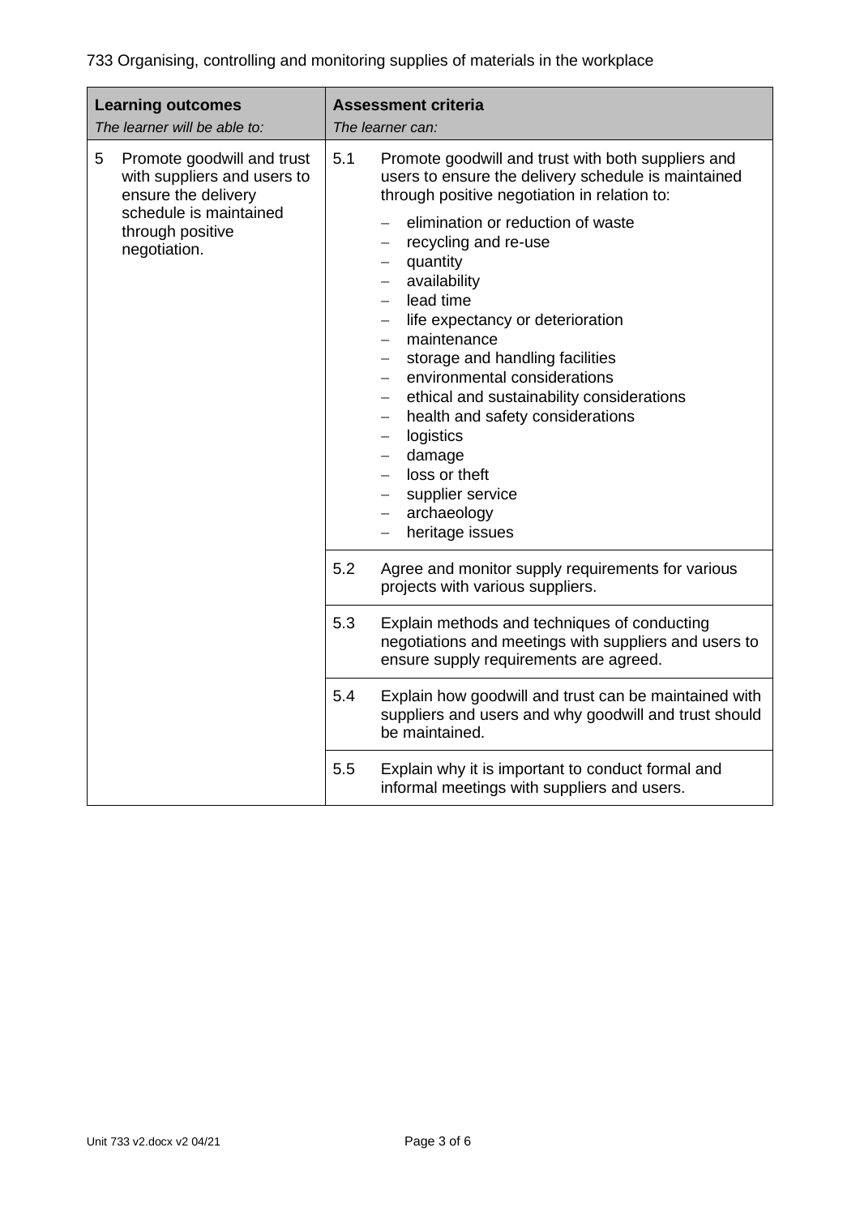733 Organising, controlling and monitoring supplies of materials in the workplace

| **Learning outcomes**<br>*The learner will be able to:* | **Assessment criteria**<br>*The learner can:* |
|---|---|
| 5 Promote goodwill and trust with suppliers and users to ensure the delivery schedule is maintained through positive negotiation. | 5.1 Promote goodwill and trust with both suppliers and users to ensure the delivery schedule is maintained through positive negotiation in relation to:<br>– elimination or reduction of waste<br>– recycling and re-use<br>– quantity<br>– availability<br>– lead time<br>– life expectancy or deterioration<br>– maintenance<br>– storage and handling facilities<br>– environmental considerations<br>– ethical and sustainability considerations<br>– health and safety considerations<br>– logistics<br>– damage<br>– loss or theft<br>– supplier service<br>– archaeology<br>– heritage issues |
| | 5.2 Agree and monitor supply requirements for various projects with various suppliers. |
| | 5.3 Explain methods and techniques of conducting negotiations and meetings with suppliers and users to ensure supply requirements are agreed. |
| | 5.4 Explain how goodwill and trust can be maintained with suppliers and users and why goodwill and trust should be maintained. |
| | 5.5 Explain why it is important to conduct formal and informal meetings with suppliers and users. |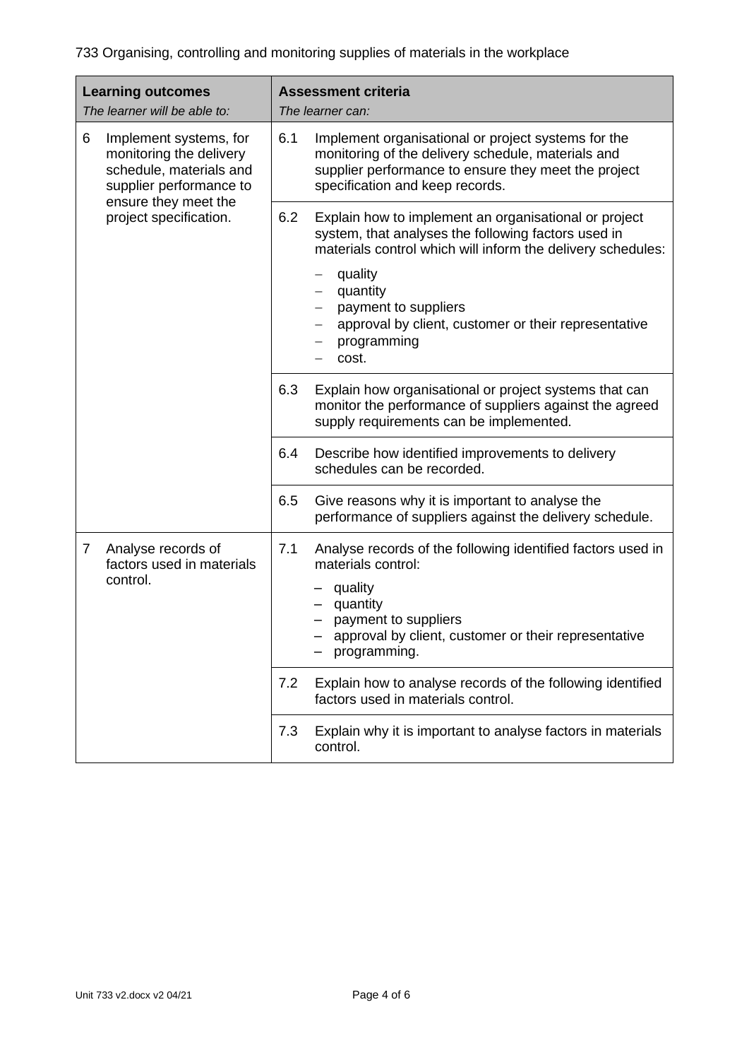733 Organising, controlling and monitoring supplies of materials in the workplace

| **Learning outcomes**<br>*The learner will be able to:* | | **Assessment criteria**<br>*The learner can:* | |
|---|---|---|---|
| 6 | Implement systems, for monitoring the delivery schedule, materials and supplier performance to ensure they meet the project specification. | 6.1 | Implement organisational or project systems for the monitoring of the delivery schedule, materials and supplier performance to ensure they meet the project specification and keep records. |
| | | 6.2 | Explain how to implement an organisational or project system, that analyses the following factors used in materials control which will inform the delivery schedules:<br>– quality<br>– quantity<br>– payment to suppliers<br>– approval by client, customer or their representative<br>– programming<br>– cost. |
| | | 6.3 | Explain how organisational or project systems that can monitor the performance of suppliers against the agreed supply requirements can be implemented. |
| | | 6.4 | Describe how identified improvements to delivery schedules can be recorded. |
| | | 6.5 | Give reasons why it is important to analyse the performance of suppliers against the delivery schedule. |
| 7 | Analyse records of factors used in materials control. | 7.1 | Analyse records of the following identified factors used in materials control:<br>– quality<br>– quantity<br>– payment to suppliers<br>– approval by client, customer or their representative<br>– programming. |
| | | 7.2 | Explain how to analyse records of the following identified factors used in materials control. |
| | | 7.3 | Explain why it is important to analyse factors in materials control. |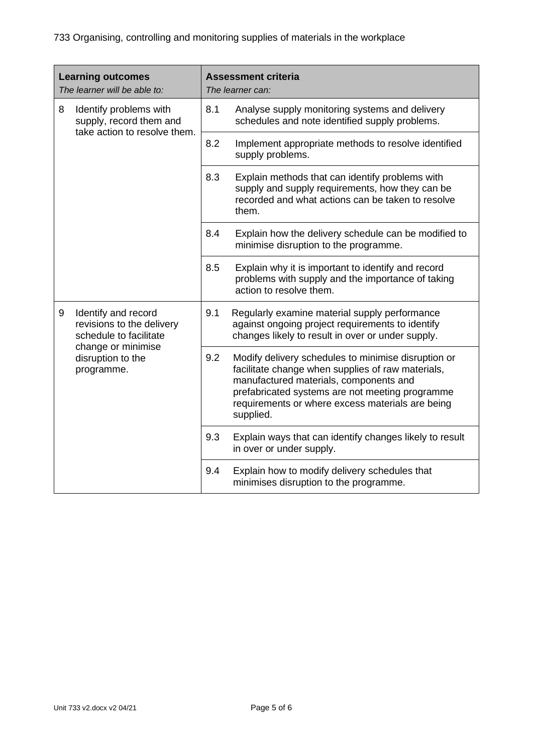733 Organising, controlling and monitoring supplies of materials in the workplace

| **Learning outcomes**<br>*The learner will be able to:* | **Assessment criteria**<br>*The learner can:* | |
|---|---|---|
| 8 Identify problems with supply, record them and take action to resolve them. | 8.1 | Analyse supply monitoring systems and delivery schedules and note identified supply problems. |
| | 8.2 | Implement appropriate methods to resolve identified supply problems. |
| | 8.3 | Explain methods that can identify problems with supply and supply requirements, how they can be recorded and what actions can be taken to resolve them. |
| | 8.4 | Explain how the delivery schedule can be modified to minimise disruption to the programme. |
| | 8.5 | Explain why it is important to identify and record problems with supply and the importance of taking action to resolve them. |
| 9 Identify and record revisions to the delivery schedule to facilitate change or minimise disruption to the programme. | 9.1 | Regularly examine material supply performance against ongoing project requirements to identify changes likely to result in over or under supply. |
| | 9.2 | Modify delivery schedules to minimise disruption or facilitate change when supplies of raw materials, manufactured materials, components and prefabricated systems are not meeting programme requirements or where excess materials are being supplied. |
| | 9.3 | Explain ways that can identify changes likely to result in over or under supply. |
| | 9.4 | Explain how to modify delivery schedules that minimises disruption to the programme. |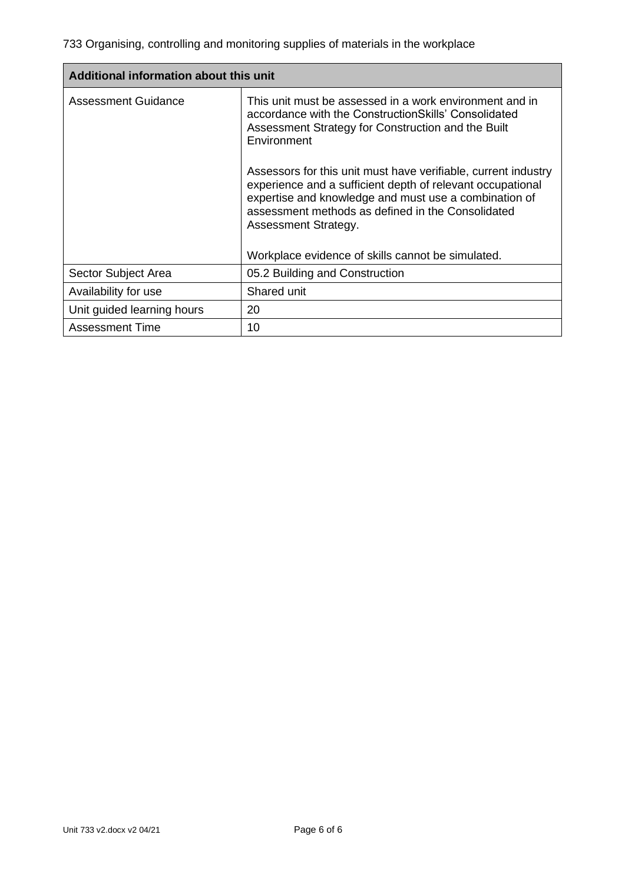733 Organising, controlling and monitoring supplies of materials in the workplace

| Additional information about this unit | |
|---|---|
| Assessment Guidance | This unit must be assessed in a work environment and in accordance with the ConstructionSkills' Consolidated Assessment Strategy for Construction and the Built Environment<br><br>Assessors for this unit must have verifiable, current industry experience and a sufficient depth of relevant occupational expertise and knowledge and must use a combination of assessment methods as defined in the Consolidated Assessment Strategy.<br><br>Workplace evidence of skills cannot be simulated. |
| Sector Subject Area | 05.2 Building and Construction |
| Availability for use | Shared unit |
| Unit guided learning hours | 20 |
| Assessment Time | 10 |